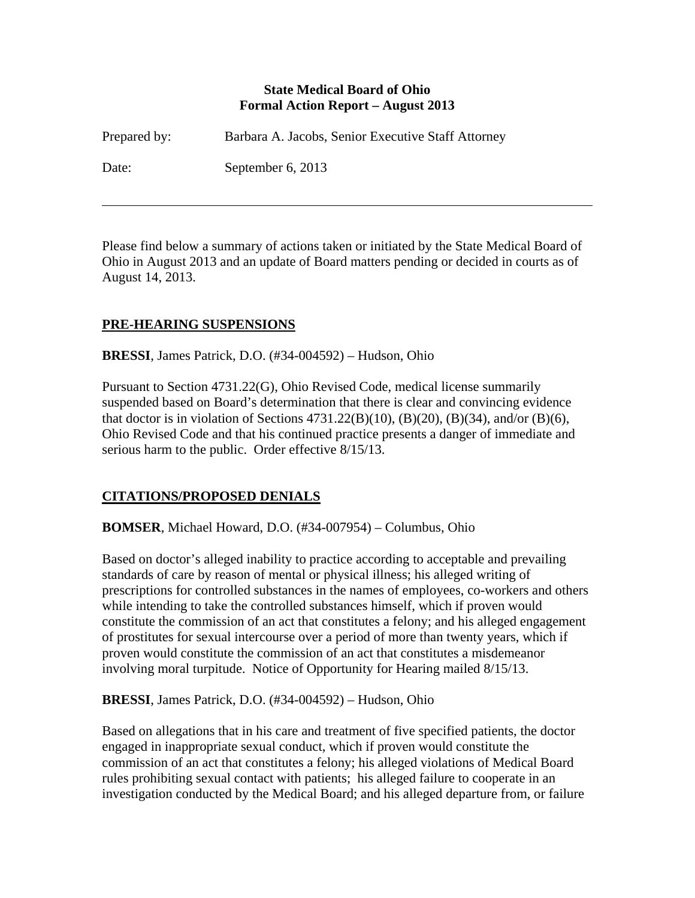**State Medical Board of Ohio**
**Formal Action Report – August 2013**

Prepared by: Barbara A. Jacobs, Senior Executive Staff Attorney

Date: September 6, 2013

---

Please find below a summary of actions taken or initiated by the State Medical Board of Ohio in August 2013 and an update of Board matters pending or decided in courts as of August 14, 2013.

## PRE-HEARING SUSPENSIONS

**BRESSI**, James Patrick, D.O. (#34-004592) – Hudson, Ohio

Pursuant to Section 4731.22(G), Ohio Revised Code, medical license summarily suspended based on Board's determination that there is clear and convincing evidence that doctor is in violation of Sections 4731.22(B)(10), (B)(20), (B)(34), and/or (B)(6), Ohio Revised Code and that his continued practice presents a danger of immediate and serious harm to the public. Order effective 8/15/13.

## CITATIONS/PROPOSED DENIALS

**BOMSER**, Michael Howard, D.O. (#34-007954) – Columbus, Ohio

Based on doctor's alleged inability to practice according to acceptable and prevailing standards of care by reason of mental or physical illness; his alleged writing of prescriptions for controlled substances in the names of employees, co-workers and others while intending to take the controlled substances himself, which if proven would constitute the commission of an act that constitutes a felony; and his alleged engagement of prostitutes for sexual intercourse over a period of more than twenty years, which if proven would constitute the commission of an act that constitutes a misdemeanor involving moral turpitude. Notice of Opportunity for Hearing mailed 8/15/13.

**BRESSI**, James Patrick, D.O. (#34-004592) – Hudson, Ohio

Based on allegations that in his care and treatment of five specified patients, the doctor engaged in inappropriate sexual conduct, which if proven would constitute the commission of an act that constitutes a felony; his alleged violations of Medical Board rules prohibiting sexual contact with patients; his alleged failure to cooperate in an investigation conducted by the Medical Board; and his alleged departure from, or failure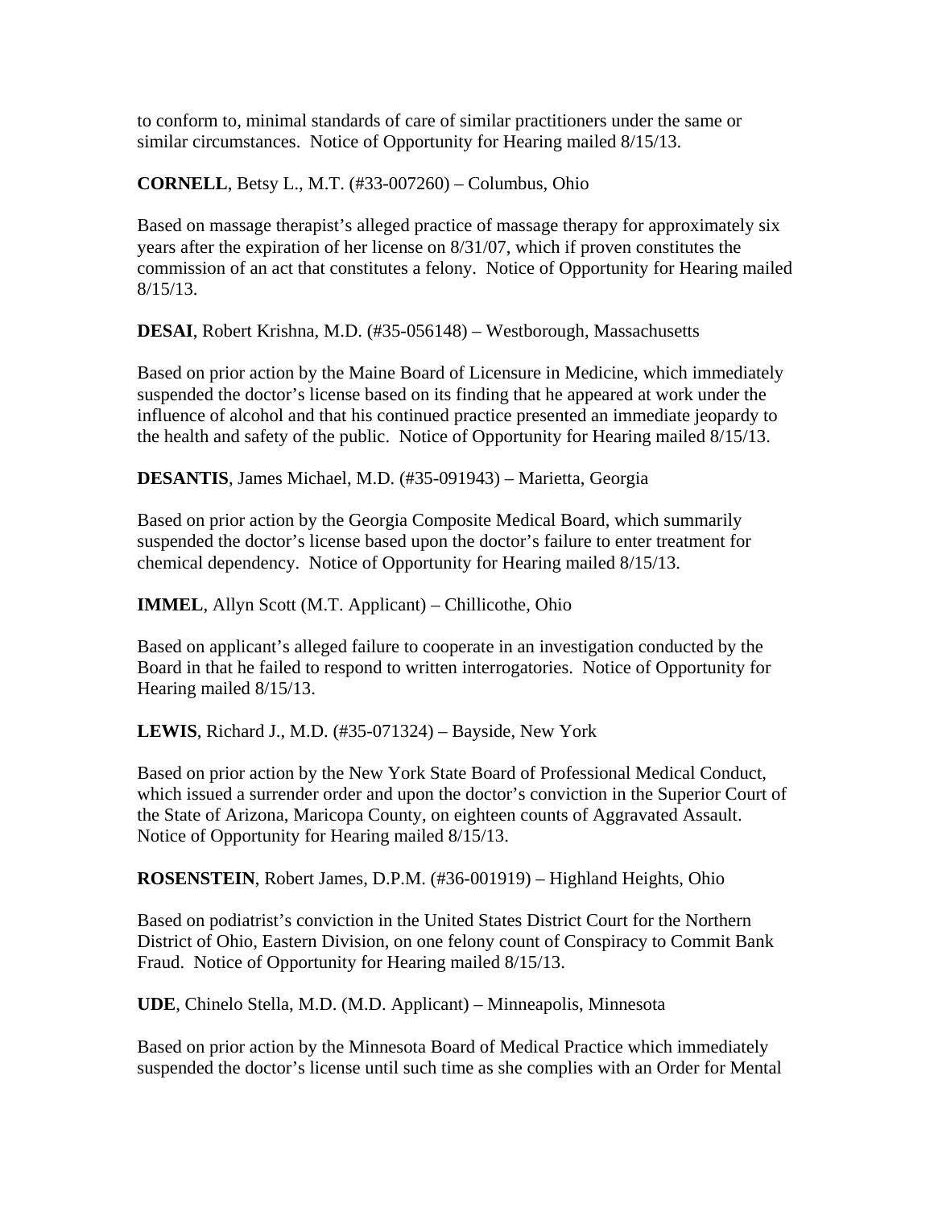to conform to, minimal standards of care of similar practitioners under the same or similar circumstances. Notice of Opportunity for Hearing mailed 8/15/13.

**CORNELL**, Betsy L., M.T. (#33-007260) – Columbus, Ohio

Based on massage therapist's alleged practice of massage therapy for approximately six years after the expiration of her license on 8/31/07, which if proven constitutes the commission of an act that constitutes a felony. Notice of Opportunity for Hearing mailed 8/15/13.

**DESAI**, Robert Krishna, M.D. (#35-056148) – Westborough, Massachusetts

Based on prior action by the Maine Board of Licensure in Medicine, which immediately suspended the doctor's license based on its finding that he appeared at work under the influence of alcohol and that his continued practice presented an immediate jeopardy to the health and safety of the public. Notice of Opportunity for Hearing mailed 8/15/13.

**DESANTIS**, James Michael, M.D. (#35-091943) – Marietta, Georgia

Based on prior action by the Georgia Composite Medical Board, which summarily suspended the doctor's license based upon the doctor's failure to enter treatment for chemical dependency. Notice of Opportunity for Hearing mailed 8/15/13.

**IMMEL**, Allyn Scott (M.T. Applicant) – Chillicothe, Ohio

Based on applicant's alleged failure to cooperate in an investigation conducted by the Board in that he failed to respond to written interrogatories. Notice of Opportunity for Hearing mailed 8/15/13.

**LEWIS**, Richard J., M.D. (#35-071324) – Bayside, New York

Based on prior action by the New York State Board of Professional Medical Conduct, which issued a surrender order and upon the doctor's conviction in the Superior Court of the State of Arizona, Maricopa County, on eighteen counts of Aggravated Assault. Notice of Opportunity for Hearing mailed 8/15/13.

**ROSENSTEIN**, Robert James, D.P.M. (#36-001919) – Highland Heights, Ohio

Based on podiatrist's conviction in the United States District Court for the Northern District of Ohio, Eastern Division, on one felony count of Conspiracy to Commit Bank Fraud. Notice of Opportunity for Hearing mailed 8/15/13.

**UDE**, Chinelo Stella, M.D. (M.D. Applicant) – Minneapolis, Minnesota

Based on prior action by the Minnesota Board of Medical Practice which immediately suspended the doctor's license until such time as she complies with an Order for Mental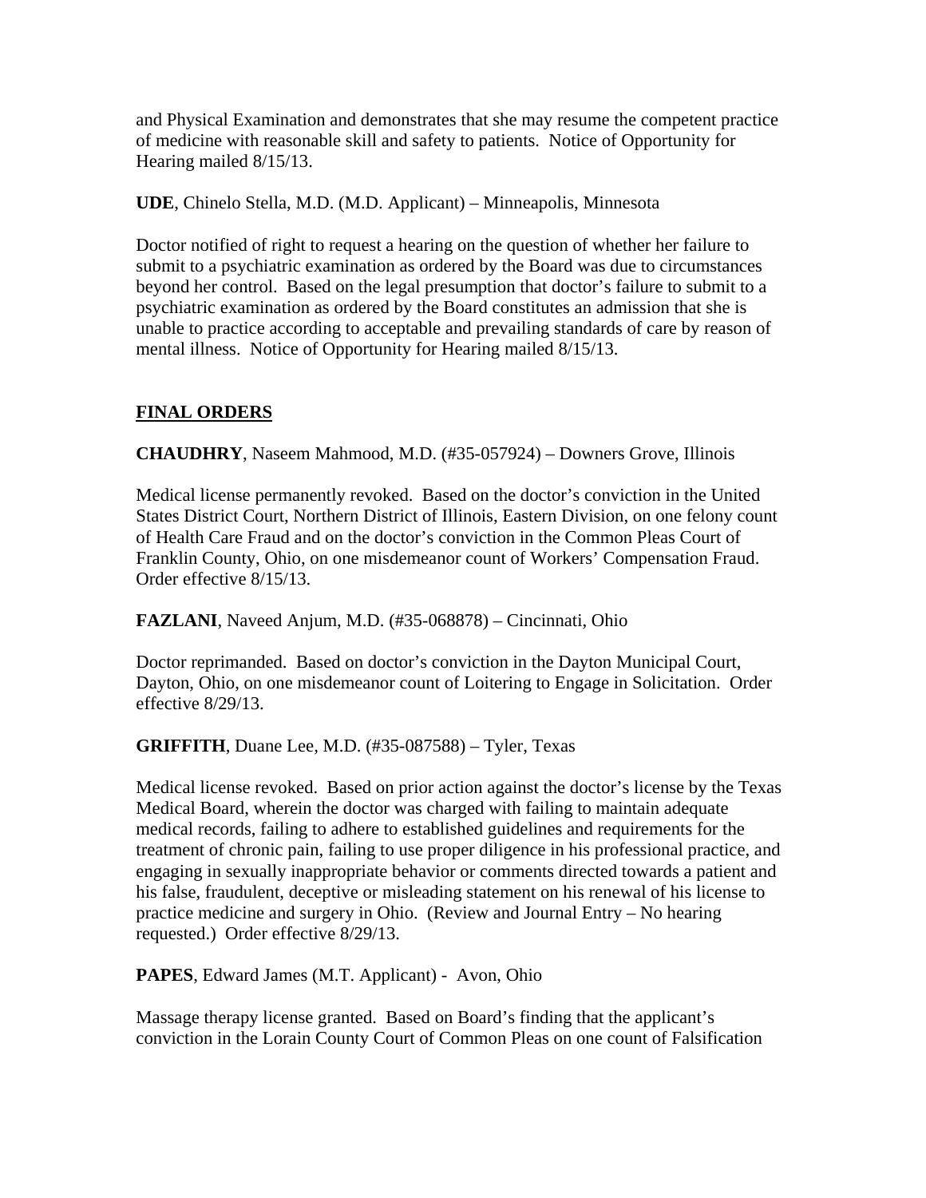and Physical Examination and demonstrates that she may resume the competent practice of medicine with reasonable skill and safety to patients. Notice of Opportunity for Hearing mailed 8/15/13.

**UDE**, Chinelo Stella, M.D. (M.D. Applicant) – Minneapolis, Minnesota

Doctor notified of right to request a hearing on the question of whether her failure to submit to a psychiatric examination as ordered by the Board was due to circumstances beyond her control. Based on the legal presumption that doctor's failure to submit to a psychiatric examination as ordered by the Board constitutes an admission that she is unable to practice according to acceptable and prevailing standards of care by reason of mental illness. Notice of Opportunity for Hearing mailed 8/15/13.

## FINAL ORDERS

**CHAUDHRY**, Naseem Mahmood, M.D. (#35-057924) – Downers Grove, Illinois

Medical license permanently revoked. Based on the doctor's conviction in the United States District Court, Northern District of Illinois, Eastern Division, on one felony count of Health Care Fraud and on the doctor's conviction in the Common Pleas Court of Franklin County, Ohio, on one misdemeanor count of Workers' Compensation Fraud. Order effective 8/15/13.

**FAZLANI**, Naveed Anjum, M.D. (#35-068878) – Cincinnati, Ohio

Doctor reprimanded. Based on doctor's conviction in the Dayton Municipal Court, Dayton, Ohio, on one misdemeanor count of Loitering to Engage in Solicitation. Order effective 8/29/13.

**GRIFFITH**, Duane Lee, M.D. (#35-087588) – Tyler, Texas

Medical license revoked. Based on prior action against the doctor's license by the Texas Medical Board, wherein the doctor was charged with failing to maintain adequate medical records, failing to adhere to established guidelines and requirements for the treatment of chronic pain, failing to use proper diligence in his professional practice, and engaging in sexually inappropriate behavior or comments directed towards a patient and his false, fraudulent, deceptive or misleading statement on his renewal of his license to practice medicine and surgery in Ohio. (Review and Journal Entry – No hearing requested.) Order effective 8/29/13.

**PAPES**, Edward James (M.T. Applicant) - Avon, Ohio

Massage therapy license granted. Based on Board's finding that the applicant's conviction in the Lorain County Court of Common Pleas on one count of Falsification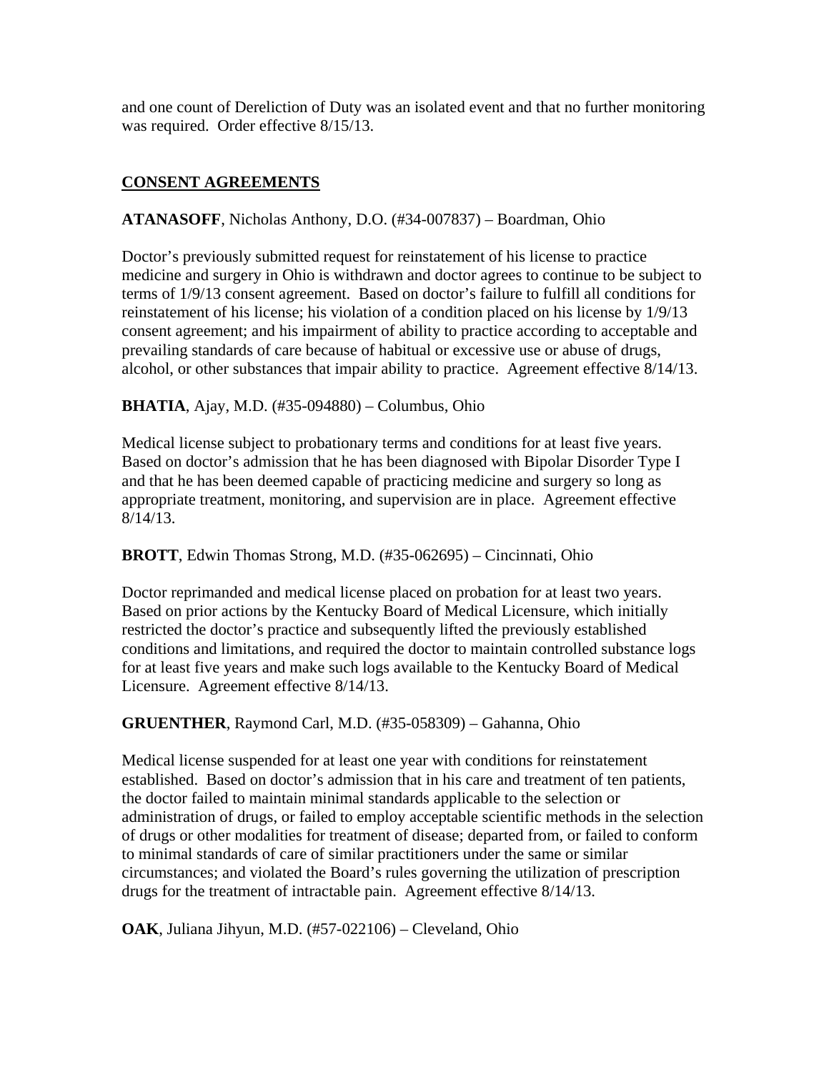and one count of Dereliction of Duty was an isolated event and that no further monitoring was required. Order effective 8/15/13.

## CONSENT AGREEMENTS

**ATANASOFF**, Nicholas Anthony, D.O. (#34-007837) – Boardman, Ohio

Doctor's previously submitted request for reinstatement of his license to practice medicine and surgery in Ohio is withdrawn and doctor agrees to continue to be subject to terms of 1/9/13 consent agreement. Based on doctor's failure to fulfill all conditions for reinstatement of his license; his violation of a condition placed on his license by 1/9/13 consent agreement; and his impairment of ability to practice according to acceptable and prevailing standards of care because of habitual or excessive use or abuse of drugs, alcohol, or other substances that impair ability to practice. Agreement effective 8/14/13.

**BHATIA**, Ajay, M.D. (#35-094880) – Columbus, Ohio

Medical license subject to probationary terms and conditions for at least five years. Based on doctor's admission that he has been diagnosed with Bipolar Disorder Type I and that he has been deemed capable of practicing medicine and surgery so long as appropriate treatment, monitoring, and supervision are in place. Agreement effective 8/14/13.

**BROTT**, Edwin Thomas Strong, M.D. (#35-062695) – Cincinnati, Ohio

Doctor reprimanded and medical license placed on probation for at least two years. Based on prior actions by the Kentucky Board of Medical Licensure, which initially restricted the doctor's practice and subsequently lifted the previously established conditions and limitations, and required the doctor to maintain controlled substance logs for at least five years and make such logs available to the Kentucky Board of Medical Licensure. Agreement effective 8/14/13.

**GRUENTHER**, Raymond Carl, M.D. (#35-058309) – Gahanna, Ohio

Medical license suspended for at least one year with conditions for reinstatement established. Based on doctor's admission that in his care and treatment of ten patients, the doctor failed to maintain minimal standards applicable to the selection or administration of drugs, or failed to employ acceptable scientific methods in the selection of drugs or other modalities for treatment of disease; departed from, or failed to conform to minimal standards of care of similar practitioners under the same or similar circumstances; and violated the Board's rules governing the utilization of prescription drugs for the treatment of intractable pain. Agreement effective 8/14/13.

**OAK**, Juliana Jihyun, M.D. (#57-022106) – Cleveland, Ohio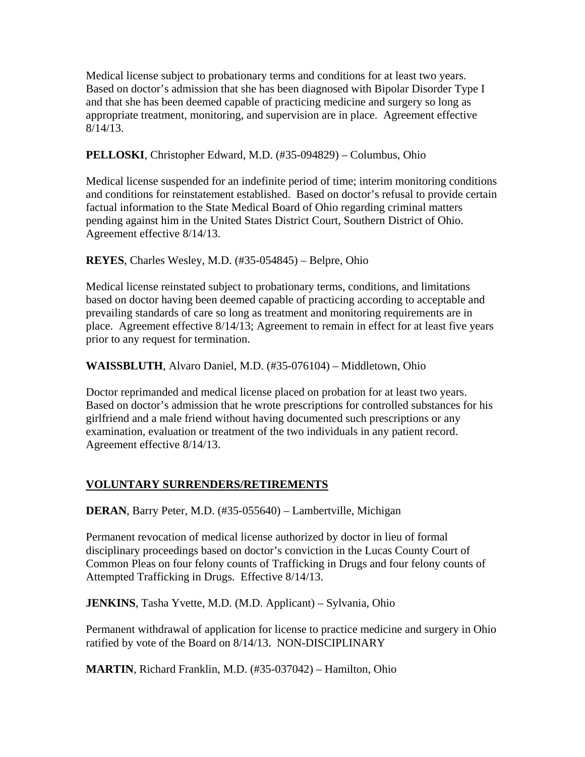Medical license subject to probationary terms and conditions for at least two years. Based on doctor's admission that she has been diagnosed with Bipolar Disorder Type I and that she has been deemed capable of practicing medicine and surgery so long as appropriate treatment, monitoring, and supervision are in place. Agreement effective 8/14/13.

**PELLOSKI**, Christopher Edward, M.D. (#35-094829) – Columbus, Ohio

Medical license suspended for an indefinite period of time; interim monitoring conditions and conditions for reinstatement established. Based on doctor's refusal to provide certain factual information to the State Medical Board of Ohio regarding criminal matters pending against him in the United States District Court, Southern District of Ohio. Agreement effective 8/14/13.

**REYES**, Charles Wesley, M.D. (#35-054845) – Belpre, Ohio

Medical license reinstated subject to probationary terms, conditions, and limitations based on doctor having been deemed capable of practicing according to acceptable and prevailing standards of care so long as treatment and monitoring requirements are in place. Agreement effective 8/14/13; Agreement to remain in effect for at least five years prior to any request for termination.

**WAISSBLUTH**, Alvaro Daniel, M.D. (#35-076104) – Middletown, Ohio

Doctor reprimanded and medical license placed on probation for at least two years. Based on doctor's admission that he wrote prescriptions for controlled substances for his girlfriend and a male friend without having documented such prescriptions or any examination, evaluation or treatment of the two individuals in any patient record. Agreement effective 8/14/13.

## VOLUNTARY SURRENDERS/RETIREMENTS

**DERAN**, Barry Peter, M.D. (#35-055640) – Lambertville, Michigan

Permanent revocation of medical license authorized by doctor in lieu of formal disciplinary proceedings based on doctor's conviction in the Lucas County Court of Common Pleas on four felony counts of Trafficking in Drugs and four felony counts of Attempted Trafficking in Drugs. Effective 8/14/13.

**JENKINS**, Tasha Yvette, M.D. (M.D. Applicant) – Sylvania, Ohio

Permanent withdrawal of application for license to practice medicine and surgery in Ohio ratified by vote of the Board on 8/14/13. NON-DISCIPLINARY

**MARTIN**, Richard Franklin, M.D. (#35-037042) – Hamilton, Ohio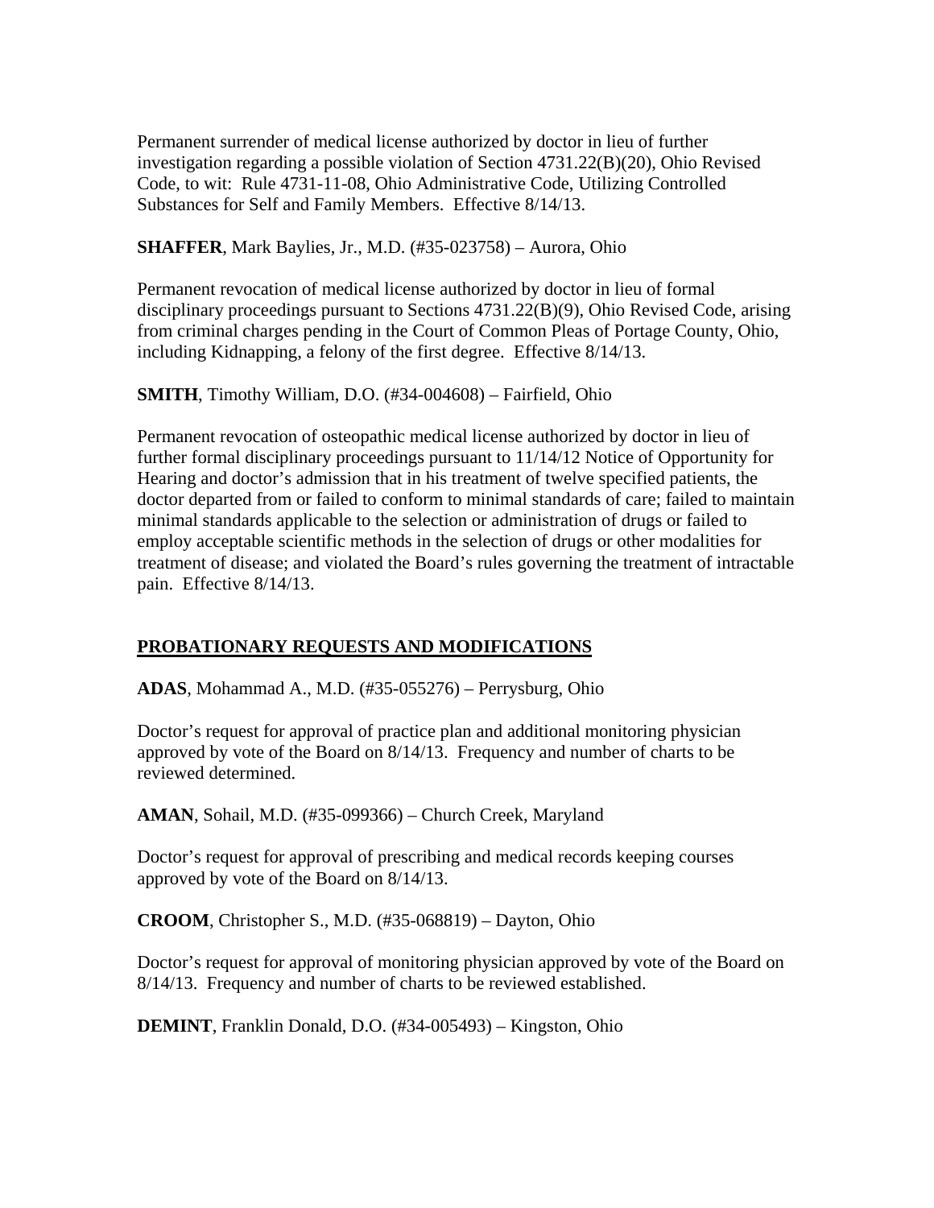Permanent surrender of medical license authorized by doctor in lieu of further investigation regarding a possible violation of Section 4731.22(B)(20), Ohio Revised Code, to wit: Rule 4731-11-08, Ohio Administrative Code, Utilizing Controlled Substances for Self and Family Members. Effective 8/14/13.

**SHAFFER**, Mark Baylies, Jr., M.D. (#35-023758) – Aurora, Ohio

Permanent revocation of medical license authorized by doctor in lieu of formal disciplinary proceedings pursuant to Sections 4731.22(B)(9), Ohio Revised Code, arising from criminal charges pending in the Court of Common Pleas of Portage County, Ohio, including Kidnapping, a felony of the first degree. Effective 8/14/13.

**SMITH**, Timothy William, D.O. (#34-004608) – Fairfield, Ohio

Permanent revocation of osteopathic medical license authorized by doctor in lieu of further formal disciplinary proceedings pursuant to 11/14/12 Notice of Opportunity for Hearing and doctor's admission that in his treatment of twelve specified patients, the doctor departed from or failed to conform to minimal standards of care; failed to maintain minimal standards applicable to the selection or administration of drugs or failed to employ acceptable scientific methods in the selection of drugs or other modalities for treatment of disease; and violated the Board's rules governing the treatment of intractable pain. Effective 8/14/13.

## PROBATIONARY REQUESTS AND MODIFICATIONS

**ADAS**, Mohammad A., M.D. (#35-055276) – Perrysburg, Ohio

Doctor's request for approval of practice plan and additional monitoring physician approved by vote of the Board on 8/14/13. Frequency and number of charts to be reviewed determined.

**AMAN**, Sohail, M.D. (#35-099366) – Church Creek, Maryland

Doctor's request for approval of prescribing and medical records keeping courses approved by vote of the Board on 8/14/13.

**CROOM**, Christopher S., M.D. (#35-068819) – Dayton, Ohio

Doctor's request for approval of monitoring physician approved by vote of the Board on 8/14/13. Frequency and number of charts to be reviewed established.

**DEMINT**, Franklin Donald, D.O. (#34-005493) – Kingston, Ohio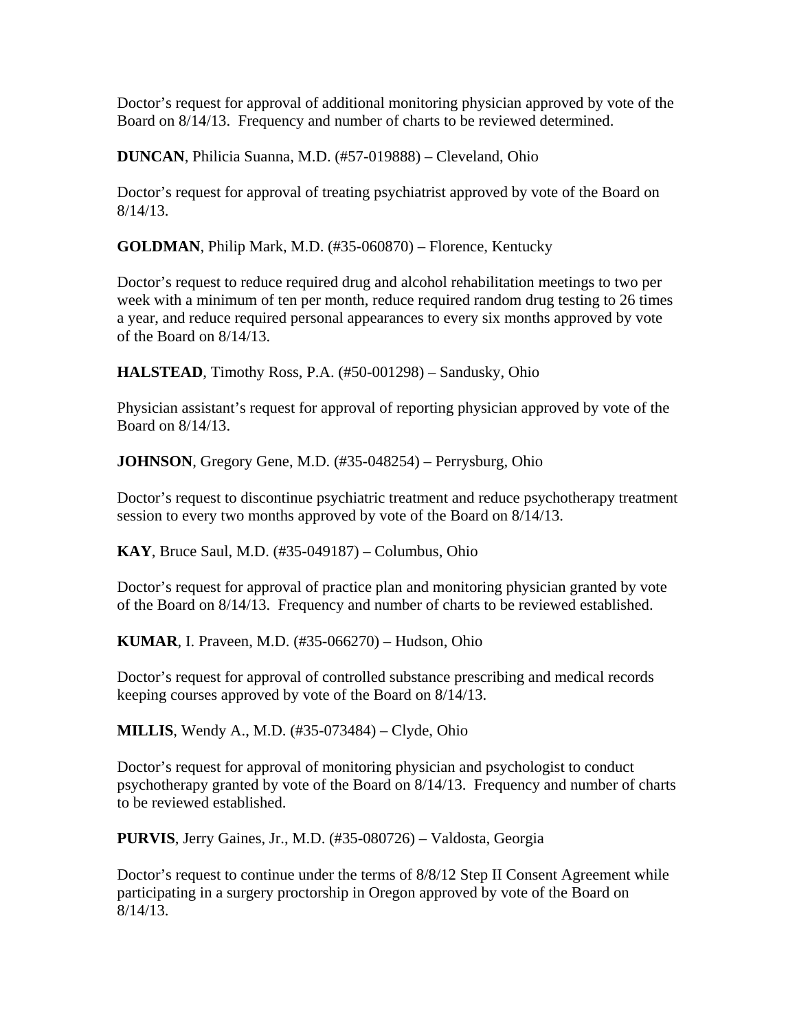Doctor's request for approval of additional monitoring physician approved by vote of the Board on 8/14/13. Frequency and number of charts to be reviewed determined.

**DUNCAN**, Philicia Suanna, M.D. (#57-019888) – Cleveland, Ohio

Doctor's request for approval of treating psychiatrist approved by vote of the Board on 8/14/13.

**GOLDMAN**, Philip Mark, M.D. (#35-060870) – Florence, Kentucky

Doctor's request to reduce required drug and alcohol rehabilitation meetings to two per week with a minimum of ten per month, reduce required random drug testing to 26 times a year, and reduce required personal appearances to every six months approved by vote of the Board on 8/14/13.

**HALSTEAD**, Timothy Ross, P.A. (#50-001298) – Sandusky, Ohio

Physician assistant's request for approval of reporting physician approved by vote of the Board on 8/14/13.

**JOHNSON**, Gregory Gene, M.D. (#35-048254) – Perrysburg, Ohio

Doctor's request to discontinue psychiatric treatment and reduce psychotherapy treatment session to every two months approved by vote of the Board on 8/14/13.

**KAY**, Bruce Saul, M.D. (#35-049187) – Columbus, Ohio

Doctor's request for approval of practice plan and monitoring physician granted by vote of the Board on 8/14/13. Frequency and number of charts to be reviewed established.

**KUMAR**, I. Praveen, M.D. (#35-066270) – Hudson, Ohio

Doctor's request for approval of controlled substance prescribing and medical records keeping courses approved by vote of the Board on 8/14/13.

**MILLIS**, Wendy A., M.D. (#35-073484) – Clyde, Ohio

Doctor's request for approval of monitoring physician and psychologist to conduct psychotherapy granted by vote of the Board on 8/14/13. Frequency and number of charts to be reviewed established.

**PURVIS**, Jerry Gaines, Jr., M.D. (#35-080726) – Valdosta, Georgia

Doctor's request to continue under the terms of 8/8/12 Step II Consent Agreement while participating in a surgery proctorship in Oregon approved by vote of the Board on 8/14/13.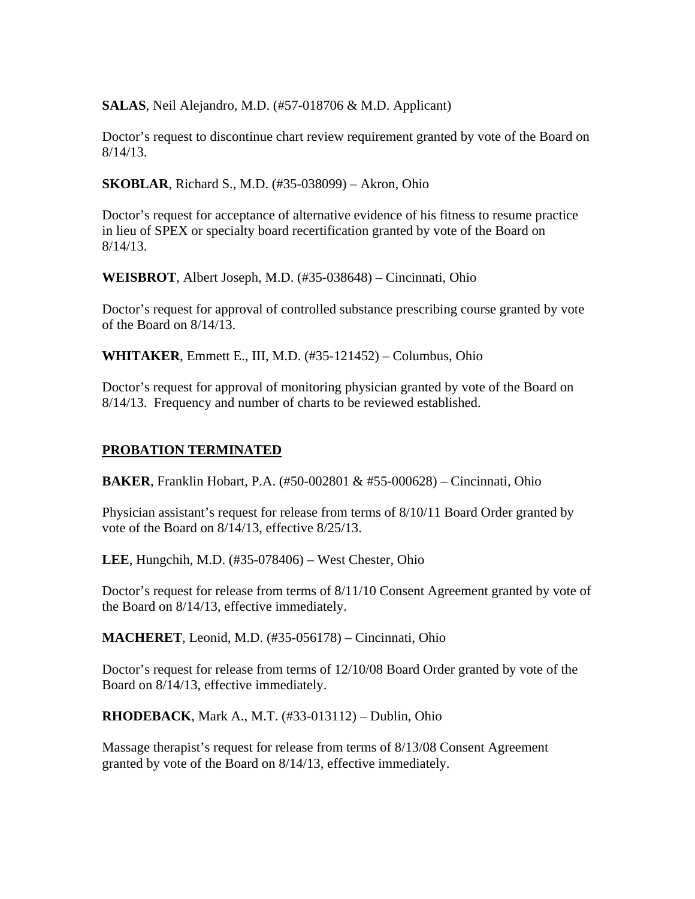**SALAS**, Neil Alejandro, M.D. (#57-018706 & M.D. Applicant)

Doctor's request to discontinue chart review requirement granted by vote of the Board on 8/14/13.

**SKOBLAR**, Richard S., M.D. (#35-038099) – Akron, Ohio

Doctor's request for acceptance of alternative evidence of his fitness to resume practice in lieu of SPEX or specialty board recertification granted by vote of the Board on 8/14/13.

**WEISBROT**, Albert Joseph, M.D. (#35-038648) – Cincinnati, Ohio

Doctor's request for approval of controlled substance prescribing course granted by vote of the Board on 8/14/13.

**WHITAKER**, Emmett E., III, M.D. (#35-121452) – Columbus, Ohio

Doctor's request for approval of monitoring physician granted by vote of the Board on 8/14/13. Frequency and number of charts to be reviewed established.

## PROBATION TERMINATED

**BAKER**, Franklin Hobart, P.A. (#50-002801 & #55-000628) – Cincinnati, Ohio

Physician assistant's request for release from terms of 8/10/11 Board Order granted by vote of the Board on 8/14/13, effective 8/25/13.

**LEE**, Hungchih, M.D. (#35-078406) – West Chester, Ohio

Doctor's request for release from terms of 8/11/10 Consent Agreement granted by vote of the Board on 8/14/13, effective immediately.

**MACHERET**, Leonid, M.D. (#35-056178) – Cincinnati, Ohio

Doctor's request for release from terms of 12/10/08 Board Order granted by vote of the Board on 8/14/13, effective immediately.

**RHODEBACK**, Mark A., M.T. (#33-013112) – Dublin, Ohio

Massage therapist's request for release from terms of 8/13/08 Consent Agreement granted by vote of the Board on 8/14/13, effective immediately.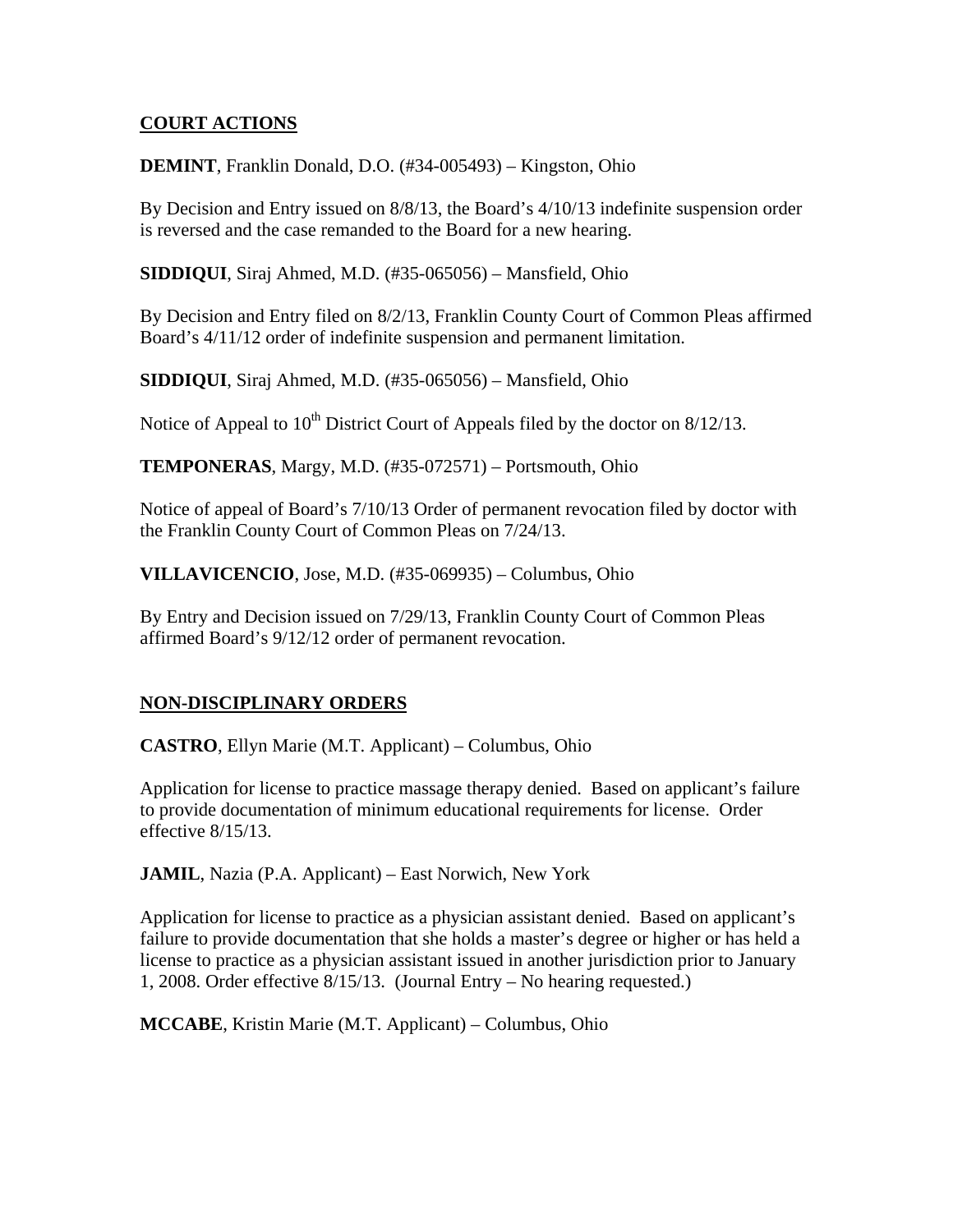## COURT ACTIONS

**DEMINT**, Franklin Donald, D.O. (#34-005493) – Kingston, Ohio

By Decision and Entry issued on 8/8/13, the Board's 4/10/13 indefinite suspension order is reversed and the case remanded to the Board for a new hearing.

**SIDDIQUI**, Siraj Ahmed, M.D. (#35-065056) – Mansfield, Ohio

By Decision and Entry filed on 8/2/13, Franklin County Court of Common Pleas affirmed Board's 4/11/12 order of indefinite suspension and permanent limitation.

**SIDDIQUI**, Siraj Ahmed, M.D. (#35-065056) – Mansfield, Ohio

Notice of Appeal to 10th District Court of Appeals filed by the doctor on 8/12/13.

**TEMPONERAS**, Margy, M.D. (#35-072571) – Portsmouth, Ohio

Notice of appeal of Board's 7/10/13 Order of permanent revocation filed by doctor with the Franklin County Court of Common Pleas on 7/24/13.

**VILLAVICENCIO**, Jose, M.D. (#35-069935) – Columbus, Ohio

By Entry and Decision issued on 7/29/13, Franklin County Court of Common Pleas affirmed Board's 9/12/12 order of permanent revocation.

## NON-DISCIPLINARY ORDERS

**CASTRO**, Ellyn Marie (M.T. Applicant) – Columbus, Ohio

Application for license to practice massage therapy denied. Based on applicant's failure to provide documentation of minimum educational requirements for license. Order effective 8/15/13.

**JAMIL**, Nazia (P.A. Applicant) – East Norwich, New York

Application for license to practice as a physician assistant denied. Based on applicant's failure to provide documentation that she holds a master's degree or higher or has held a license to practice as a physician assistant issued in another jurisdiction prior to January 1, 2008. Order effective 8/15/13. (Journal Entry – No hearing requested.)

**MCCABE**, Kristin Marie (M.T. Applicant) – Columbus, Ohio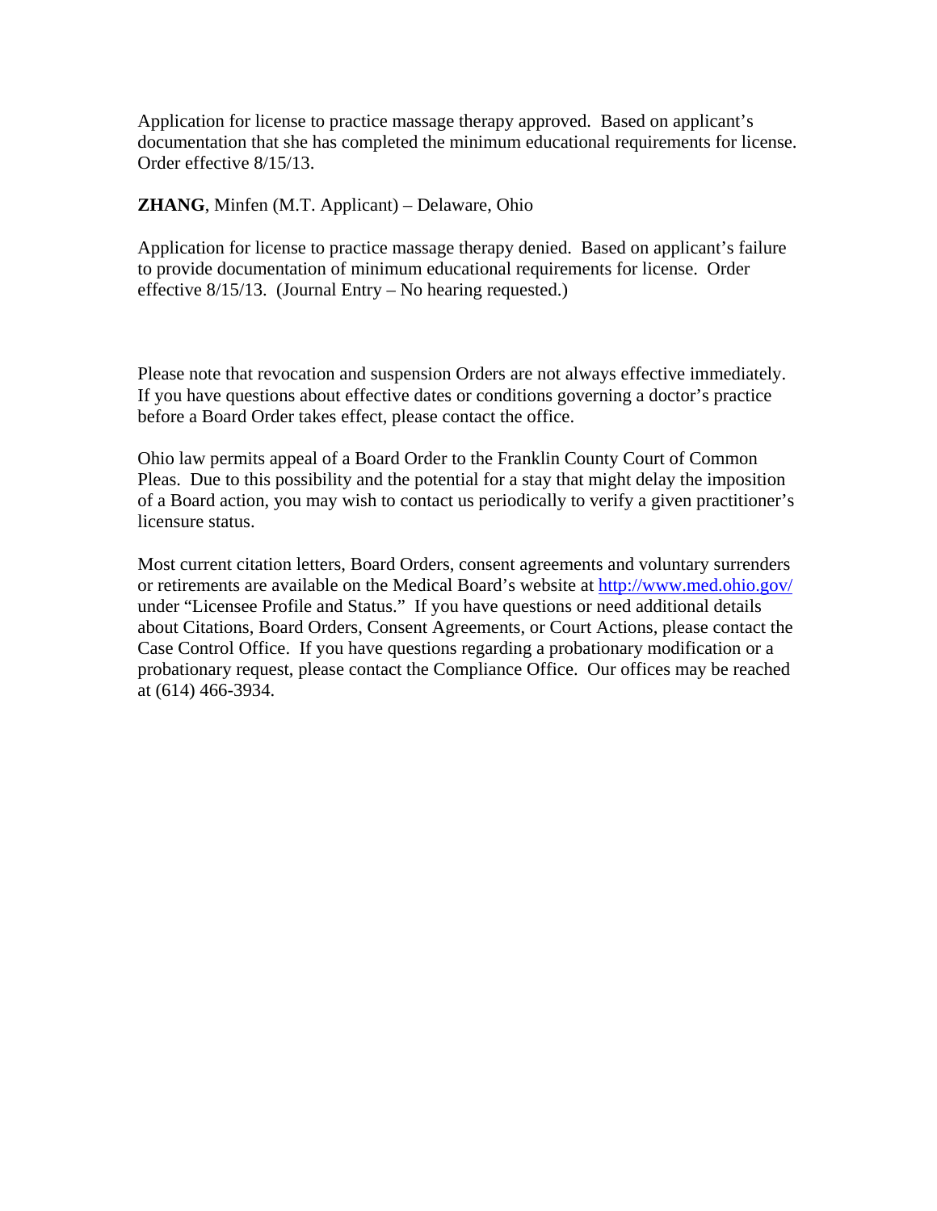Application for license to practice massage therapy approved. Based on applicant's documentation that she has completed the minimum educational requirements for license. Order effective 8/15/13.

**ZHANG**, Minfen (M.T. Applicant) – Delaware, Ohio

Application for license to practice massage therapy denied. Based on applicant's failure to provide documentation of minimum educational requirements for license. Order effective 8/15/13. (Journal Entry – No hearing requested.)

Please note that revocation and suspension Orders are not always effective immediately. If you have questions about effective dates or conditions governing a doctor's practice before a Board Order takes effect, please contact the office.

Ohio law permits appeal of a Board Order to the Franklin County Court of Common Pleas. Due to this possibility and the potential for a stay that might delay the imposition of a Board action, you may wish to contact us periodically to verify a given practitioner's licensure status.

Most current citation letters, Board Orders, consent agreements and voluntary surrenders or retirements are available on the Medical Board's website at http://www.med.ohio.gov/ under "Licensee Profile and Status." If you have questions or need additional details about Citations, Board Orders, Consent Agreements, or Court Actions, please contact the Case Control Office. If you have questions regarding a probationary modification or a probationary request, please contact the Compliance Office. Our offices may be reached at (614) 466-3934.